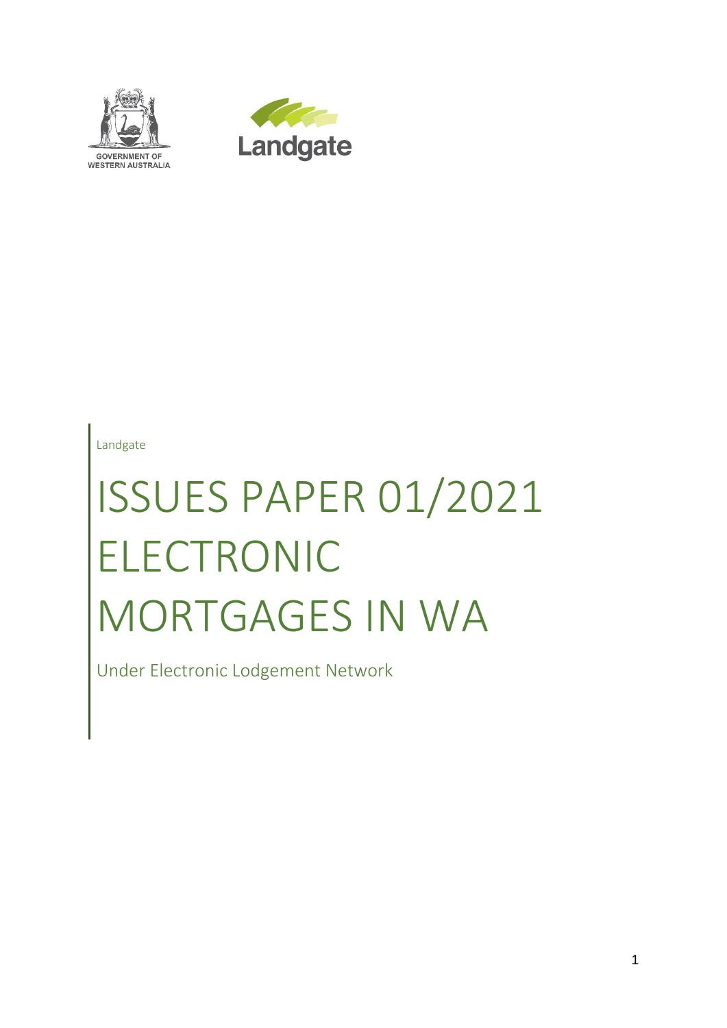GOVERNMENT OF WESTERN AUSTRALIA

Landgate

Landgate

# ISSUES PAPER 01/2021 ELECTRONIC MORTGAGES IN WA

Under Electronic Lodgement Network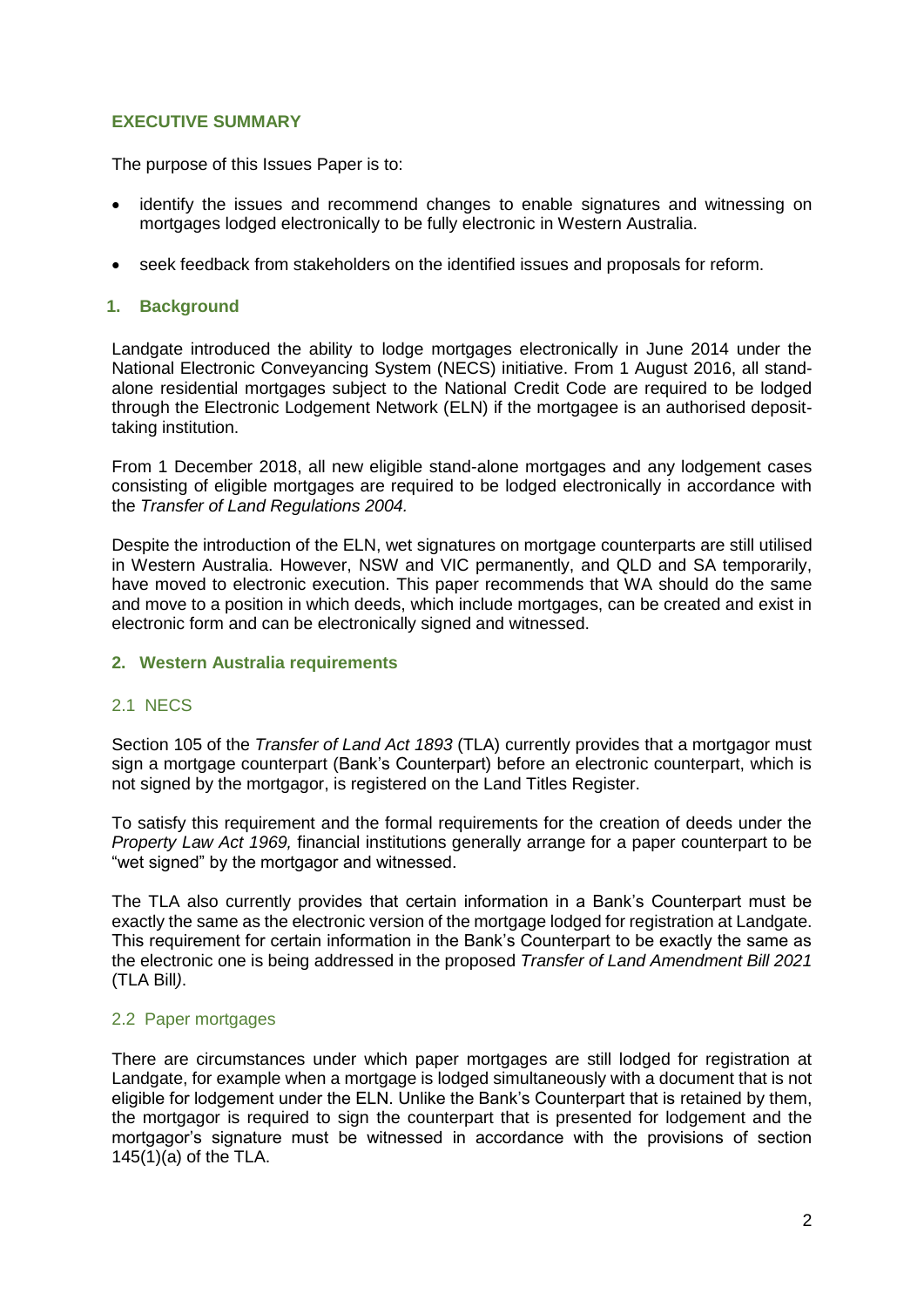## EXECUTIVE SUMMARY

The purpose of this Issues Paper is to:

- identify the issues and recommend changes to enable signatures and witnessing on mortgages lodged electronically to be fully electronic in Western Australia.
- seek feedback from stakeholders on the identified issues and proposals for reform.

## 1. Background

Landgate introduced the ability to lodge mortgages electronically in June 2014 under the National Electronic Conveyancing System (NECS) initiative. From 1 August 2016, all stand-alone residential mortgages subject to the National Credit Code are required to be lodged through the Electronic Lodgement Network (ELN) if the mortgagee is an authorised deposit-taking institution.

From 1 December 2018, all new eligible stand-alone mortgages and any lodgement cases consisting of eligible mortgages are required to be lodged electronically in accordance with the *Transfer of Land Regulations 2004.*

Despite the introduction of the ELN, wet signatures on mortgage counterparts are still utilised in Western Australia. However, NSW and VIC permanently, and QLD and SA temporarily, have moved to electronic execution. This paper recommends that WA should do the same and move to a position in which deeds, which include mortgages, can be created and exist in electronic form and can be electronically signed and witnessed.

## 2. Western Australia requirements

### 2.1 NECS

Section 105 of the *Transfer of Land Act 1893* (TLA) currently provides that a mortgagor must sign a mortgage counterpart (Bank's Counterpart) before an electronic counterpart, which is not signed by the mortgagor, is registered on the Land Titles Register.

To satisfy this requirement and the formal requirements for the creation of deeds under the *Property Law Act 1969,* financial institutions generally arrange for a paper counterpart to be "wet signed" by the mortgagor and witnessed.

The TLA also currently provides that certain information in a Bank's Counterpart must be exactly the same as the electronic version of the mortgage lodged for registration at Landgate. This requirement for certain information in the Bank's Counterpart to be exactly the same as the electronic one is being addressed in the proposed *Transfer of Land Amendment Bill 2021* (TLA Bill).

### 2.2 Paper mortgages

There are circumstances under which paper mortgages are still lodged for registration at Landgate, for example when a mortgage is lodged simultaneously with a document that is not eligible for lodgement under the ELN. Unlike the Bank's Counterpart that is retained by them, the mortgagor is required to sign the counterpart that is presented for lodgement and the mortgagor's signature must be witnessed in accordance with the provisions of section 145(1)(a) of the TLA.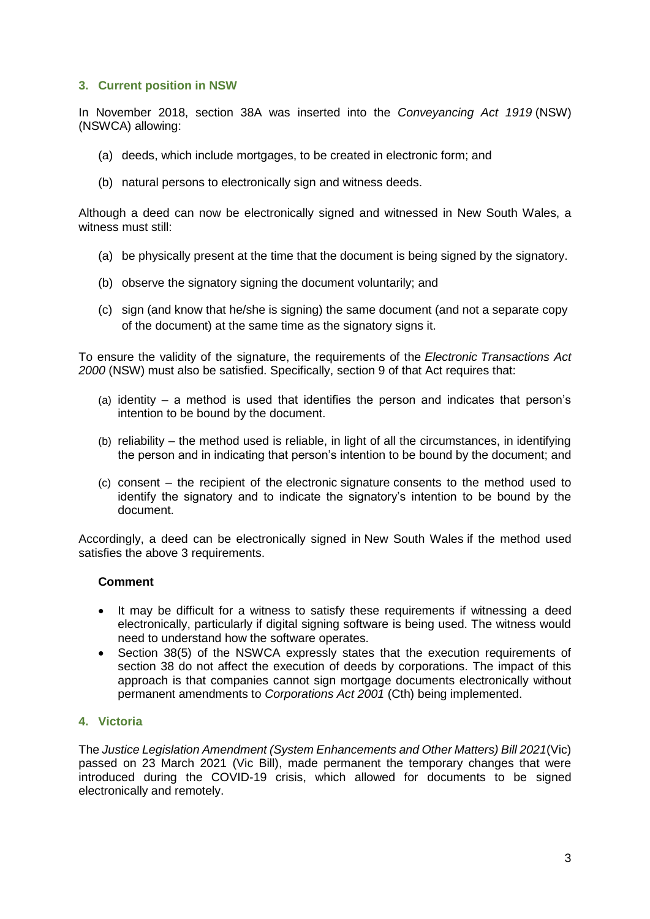## 3. Current position in NSW

In November 2018, section 38A was inserted into the *Conveyancing Act 1919* (NSW) (NSWCA) allowing:

(a) deeds, which include mortgages, to be created in electronic form; and

(b) natural persons to electronically sign and witness deeds.

Although a deed can now be electronically signed and witnessed in New South Wales, a witness must still:

(a) be physically present at the time that the document is being signed by the signatory.

(b) observe the signatory signing the document voluntarily; and

(c) sign (and know that he/she is signing) the same document (and not a separate copy of the document) at the same time as the signatory signs it.

To ensure the validity of the signature, the requirements of the *Electronic Transactions Act 2000* (NSW) must also be satisfied. Specifically, section 9 of that Act requires that:

(a) identity – a method is used that identifies the person and indicates that person's intention to be bound by the document.

(b) reliability – the method used is reliable, in light of all the circumstances, in identifying the person and in indicating that person's intention to be bound by the document; and

(c) consent – the recipient of the electronic signature consents to the method used to identify the signatory and to indicate the signatory's intention to be bound by the document.

Accordingly, a deed can be electronically signed in New South Wales if the method used satisfies the above 3 requirements.

**Comment**

- It may be difficult for a witness to satisfy these requirements if witnessing a deed electronically, particularly if digital signing software is being used. The witness would need to understand how the software operates.
- Section 38(5) of the NSWCA expressly states that the execution requirements of section 38 do not affect the execution of deeds by corporations. The impact of this approach is that companies cannot sign mortgage documents electronically without permanent amendments to *Corporations Act 2001* (Cth) being implemented.

## 4. Victoria

The *Justice Legislation Amendment (System Enhancements and Other Matters) Bill 2021*(Vic) passed on 23 March 2021 (Vic Bill), made permanent the temporary changes that were introduced during the COVID-19 crisis, which allowed for documents to be signed electronically and remotely.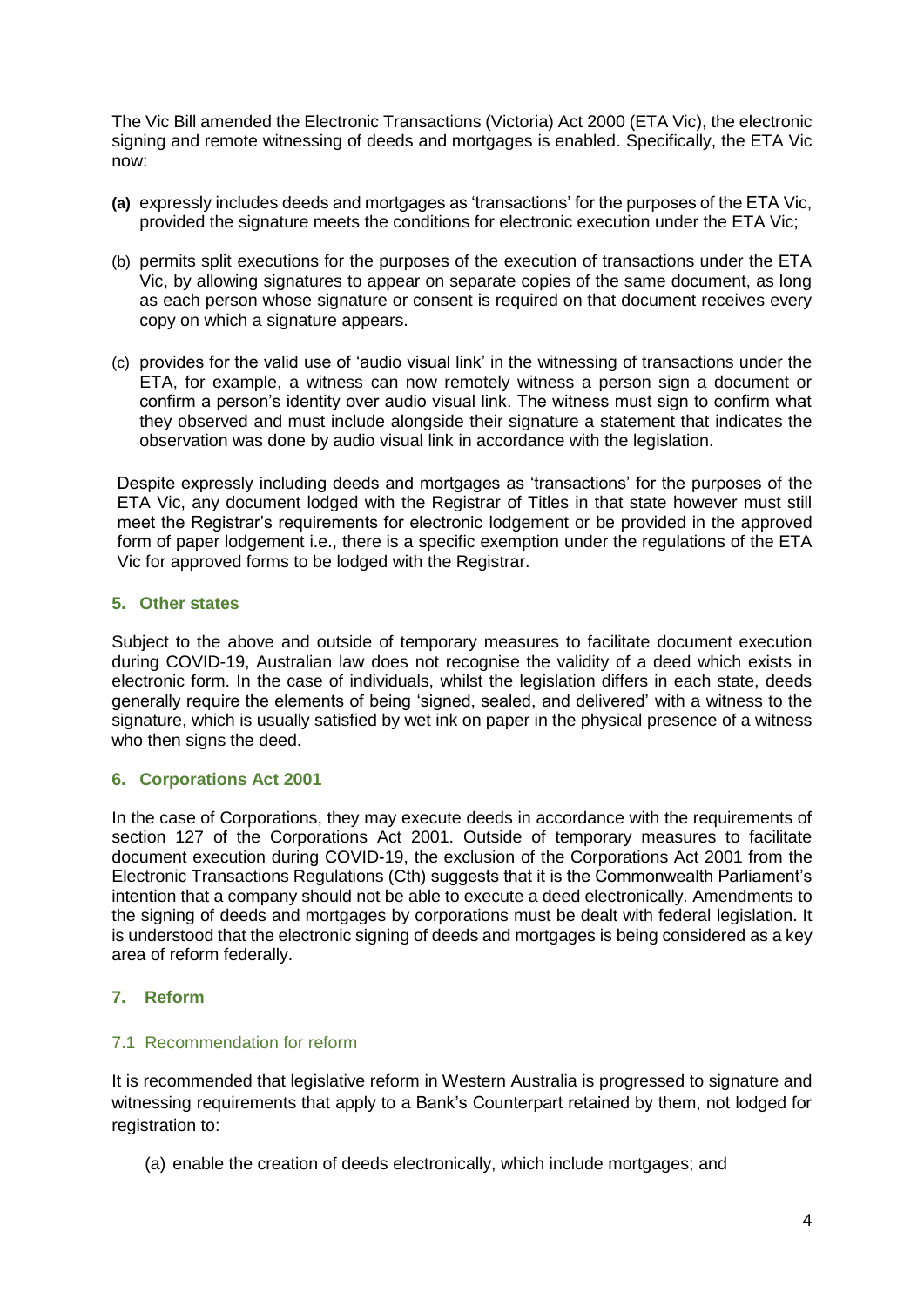The Vic Bill amended the Electronic Transactions (Victoria) Act 2000 (ETA Vic), the electronic signing and remote witnessing of deeds and mortgages is enabled. Specifically, the ETA Vic now:

**(a)** expressly includes deeds and mortgages as 'transactions' for the purposes of the ETA Vic, provided the signature meets the conditions for electronic execution under the ETA Vic;

(b) permits split executions for the purposes of the execution of transactions under the ETA Vic, by allowing signatures to appear on separate copies of the same document, as long as each person whose signature or consent is required on that document receives every copy on which a signature appears.

(c) provides for the valid use of 'audio visual link' in the witnessing of transactions under the ETA, for example, a witness can now remotely witness a person sign a document or confirm a person's identity over audio visual link. The witness must sign to confirm what they observed and must include alongside their signature a statement that indicates the observation was done by audio visual link in accordance with the legislation.

Despite expressly including deeds and mortgages as 'transactions' for the purposes of the ETA Vic, any document lodged with the Registrar of Titles in that state however must still meet the Registrar's requirements for electronic lodgement or be provided in the approved form of paper lodgement i.e., there is a specific exemption under the regulations of the ETA Vic for approved forms to be lodged with the Registrar.

## 5. Other states

Subject to the above and outside of temporary measures to facilitate document execution during COVID-19, Australian law does not recognise the validity of a deed which exists in electronic form. In the case of individuals, whilst the legislation differs in each state, deeds generally require the elements of being 'signed, sealed, and delivered' with a witness to the signature, which is usually satisfied by wet ink on paper in the physical presence of a witness who then signs the deed.

## 6. Corporations Act 2001

In the case of Corporations, they may execute deeds in accordance with the requirements of section 127 of the Corporations Act 2001. Outside of temporary measures to facilitate document execution during COVID-19, the exclusion of the Corporations Act 2001 from the Electronic Transactions Regulations (Cth) suggests that it is the Commonwealth Parliament's intention that a company should not be able to execute a deed electronically. Amendments to the signing of deeds and mortgages by corporations must be dealt with federal legislation. It is understood that the electronic signing of deeds and mortgages is being considered as a key area of reform federally.

## 7. Reform

### 7.1 Recommendation for reform

It is recommended that legislative reform in Western Australia is progressed to signature and witnessing requirements that apply to a Bank's Counterpart retained by them, not lodged for registration to:

(a) enable the creation of deeds electronically, which include mortgages; and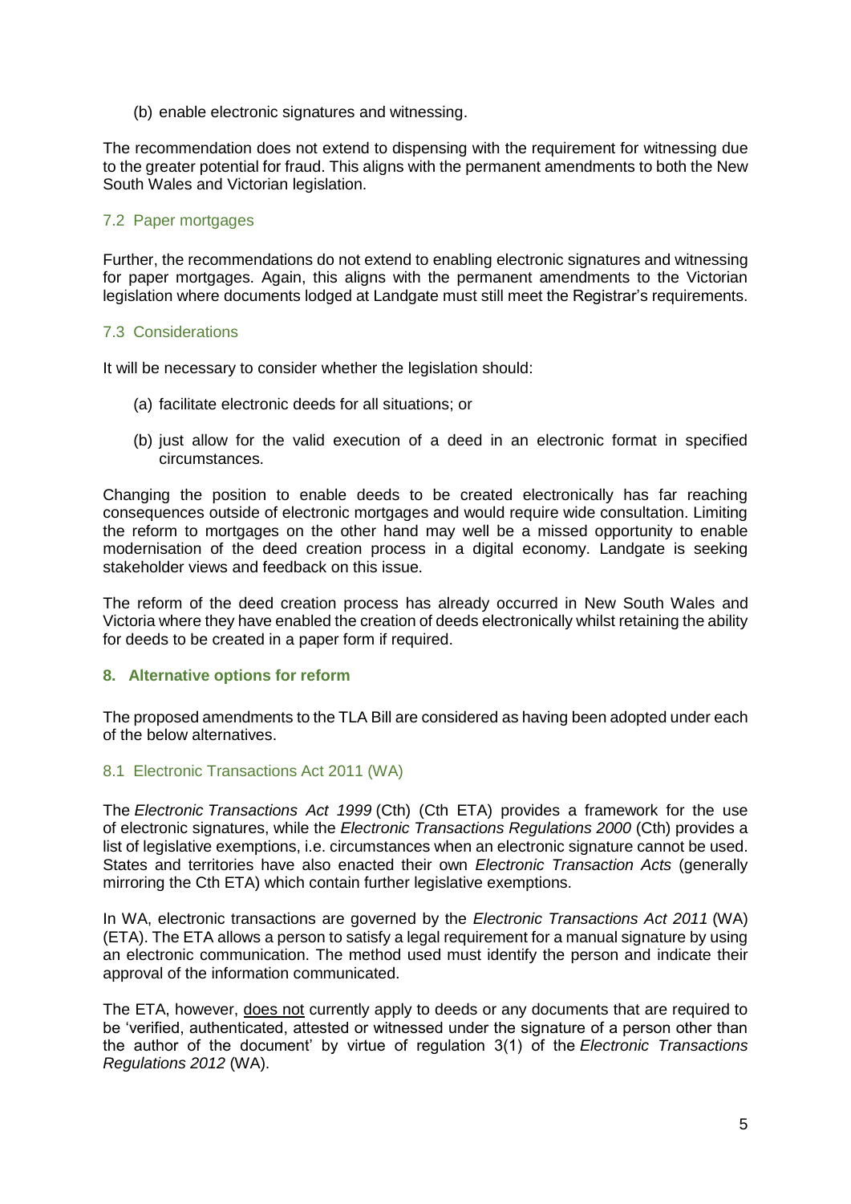(b) enable electronic signatures and witnessing.

The recommendation does not extend to dispensing with the requirement for witnessing due to the greater potential for fraud. This aligns with the permanent amendments to both the New South Wales and Victorian legislation.

### 7.2 Paper mortgages

Further, the recommendations do not extend to enabling electronic signatures and witnessing for paper mortgages. Again, this aligns with the permanent amendments to the Victorian legislation where documents lodged at Landgate must still meet the Registrar's requirements.

### 7.3 Considerations

It will be necessary to consider whether the legislation should:

(a) facilitate electronic deeds for all situations; or

(b) just allow for the valid execution of a deed in an electronic format in specified circumstances.

Changing the position to enable deeds to be created electronically has far reaching consequences outside of electronic mortgages and would require wide consultation. Limiting the reform to mortgages on the other hand may well be a missed opportunity to enable modernisation of the deed creation process in a digital economy. Landgate is seeking stakeholder views and feedback on this issue.

The reform of the deed creation process has already occurred in New South Wales and Victoria where they have enabled the creation of deeds electronically whilst retaining the ability for deeds to be created in a paper form if required.

## 8. Alternative options for reform

The proposed amendments to the TLA Bill are considered as having been adopted under each of the below alternatives.

### 8.1 Electronic Transactions Act 2011 (WA)

The *Electronic Transactions Act 1999* (Cth) (Cth ETA) provides a framework for the use of electronic signatures, while the *Electronic Transactions Regulations 2000* (Cth) provides a list of legislative exemptions, i.e. circumstances when an electronic signature cannot be used. States and territories have also enacted their own *Electronic Transaction Acts* (generally mirroring the Cth ETA) which contain further legislative exemptions.

In WA, electronic transactions are governed by the *Electronic Transactions Act 2011* (WA) (ETA). The ETA allows a person to satisfy a legal requirement for a manual signature by using an electronic communication. The method used must identify the person and indicate their approval of the information communicated.

The ETA, however, <u>does not</u> currently apply to deeds or any documents that are required to be 'verified, authenticated, attested or witnessed under the signature of a person other than the author of the document' by virtue of regulation 3(1) of the *Electronic Transactions Regulations 2012* (WA).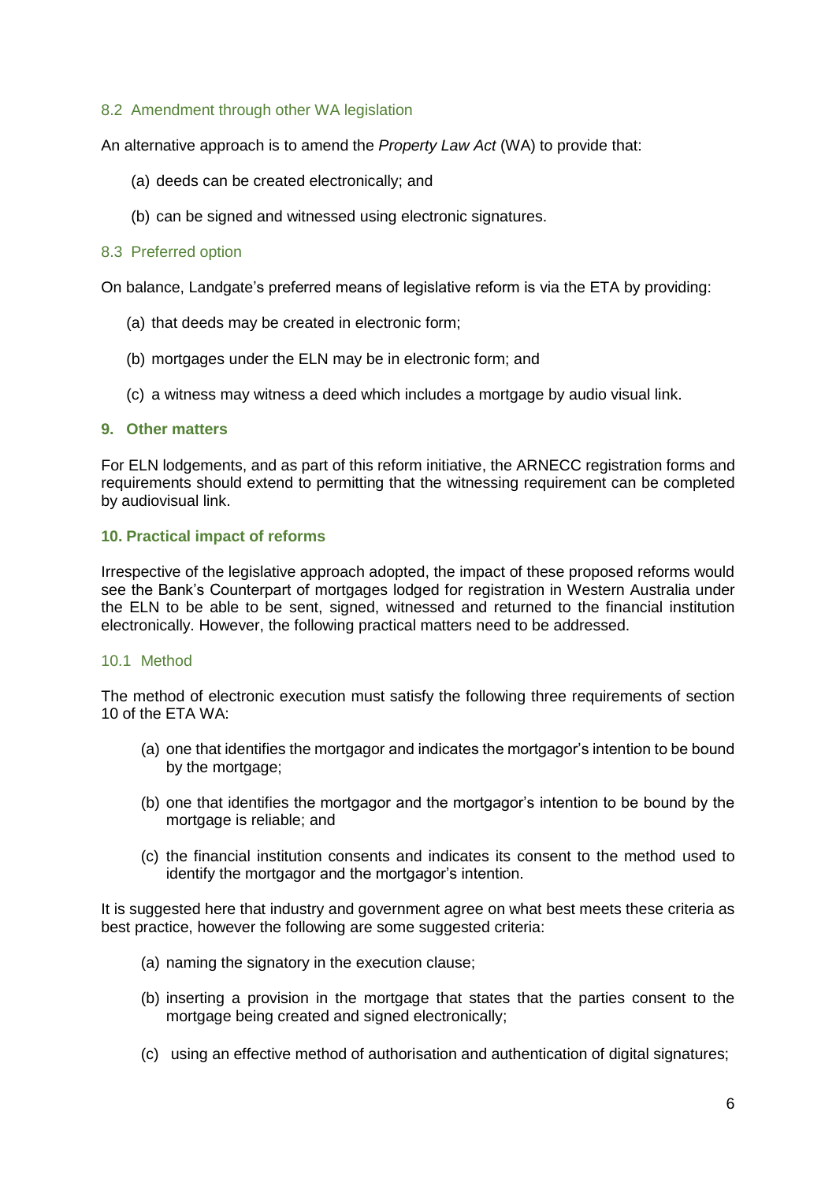### 8.2 Amendment through other WA legislation

An alternative approach is to amend the *Property Law Act* (WA) to provide that:

(a) deeds can be created electronically; and

(b) can be signed and witnessed using electronic signatures.

### 8.3 Preferred option

On balance, Landgate's preferred means of legislative reform is via the ETA by providing:

(a) that deeds may be created in electronic form;

(b) mortgages under the ELN may be in electronic form; and

(c) a witness may witness a deed which includes a mortgage by audio visual link.

## 9. Other matters

For ELN lodgements, and as part of this reform initiative, the ARNECC registration forms and requirements should extend to permitting that the witnessing requirement can be completed by audiovisual link.

## 10. Practical impact of reforms

Irrespective of the legislative approach adopted, the impact of these proposed reforms would see the Bank's Counterpart of mortgages lodged for registration in Western Australia under the ELN to be able to be sent, signed, witnessed and returned to the financial institution electronically. However, the following practical matters need to be addressed.

### 10.1 Method

The method of electronic execution must satisfy the following three requirements of section 10 of the ETA WA:

(a) one that identifies the mortgagor and indicates the mortgagor's intention to be bound by the mortgage;

(b) one that identifies the mortgagor and the mortgagor's intention to be bound by the mortgage is reliable; and

(c) the financial institution consents and indicates its consent to the method used to identify the mortgagor and the mortgagor's intention.

It is suggested here that industry and government agree on what best meets these criteria as best practice, however the following are some suggested criteria:

(a) naming the signatory in the execution clause;

(b) inserting a provision in the mortgage that states that the parties consent to the mortgage being created and signed electronically;

(c) using an effective method of authorisation and authentication of digital signatures;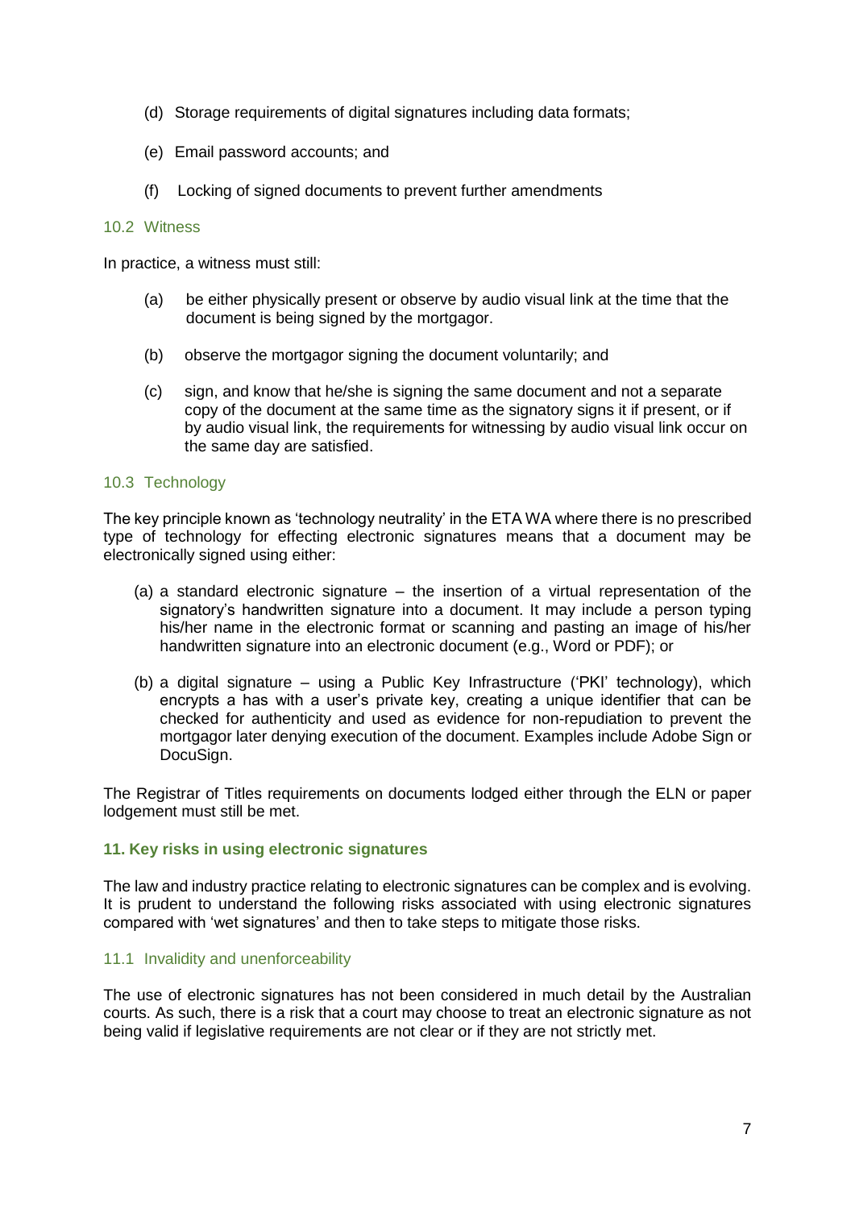(d) Storage requirements of digital signatures including data formats;

(e) Email password accounts; and

(f) Locking of signed documents to prevent further amendments

### 10.2 Witness

In practice, a witness must still:

(a) be either physically present or observe by audio visual link at the time that the document is being signed by the mortgagor.

(b) observe the mortgagor signing the document voluntarily; and

(c) sign, and know that he/she is signing the same document and not a separate copy of the document at the same time as the signatory signs it if present, or if by audio visual link, the requirements for witnessing by audio visual link occur on the same day are satisfied.

### 10.3 Technology

The key principle known as 'technology neutrality' in the ETA WA where there is no prescribed type of technology for effecting electronic signatures means that a document may be electronically signed using either:

(a) a standard electronic signature – the insertion of a virtual representation of the signatory's handwritten signature into a document. It may include a person typing his/her name in the electronic format or scanning and pasting an image of his/her handwritten signature into an electronic document (e.g., Word or PDF); or

(b) a digital signature – using a Public Key Infrastructure ('PKI' technology), which encrypts a has with a user's private key, creating a unique identifier that can be checked for authenticity and used as evidence for non-repudiation to prevent the mortgagor later denying execution of the document. Examples include Adobe Sign or DocuSign.

The Registrar of Titles requirements on documents lodged either through the ELN or paper lodgement must still be met.

## 11. Key risks in using electronic signatures

The law and industry practice relating to electronic signatures can be complex and is evolving. It is prudent to understand the following risks associated with using electronic signatures compared with 'wet signatures' and then to take steps to mitigate those risks.

### 11.1 Invalidity and unenforceability

The use of electronic signatures has not been considered in much detail by the Australian courts. As such, there is a risk that a court may choose to treat an electronic signature as not being valid if legislative requirements are not clear or if they are not strictly met.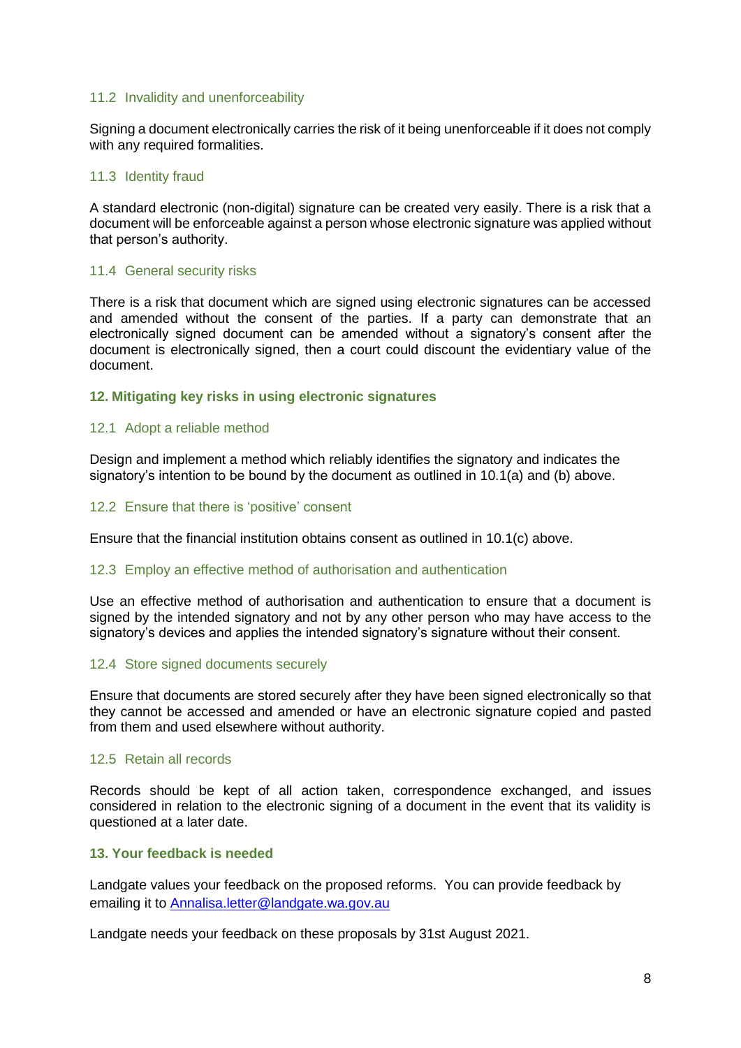### 11.2 Invalidity and unenforceability

Signing a document electronically carries the risk of it being unenforceable if it does not comply with any required formalities.

### 11.3 Identity fraud

A standard electronic (non-digital) signature can be created very easily. There is a risk that a document will be enforceable against a person whose electronic signature was applied without that person's authority.

### 11.4 General security risks

There is a risk that document which are signed using electronic signatures can be accessed and amended without the consent of the parties. If a party can demonstrate that an electronically signed document can be amended without a signatory's consent after the document is electronically signed, then a court could discount the evidentiary value of the document.

## 12. Mitigating key risks in using electronic signatures

### 12.1 Adopt a reliable method

Design and implement a method which reliably identifies the signatory and indicates the signatory's intention to be bound by the document as outlined in 10.1(a) and (b) above.

### 12.2 Ensure that there is 'positive' consent

Ensure that the financial institution obtains consent as outlined in 10.1(c) above.

### 12.3 Employ an effective method of authorisation and authentication

Use an effective method of authorisation and authentication to ensure that a document is signed by the intended signatory and not by any other person who may have access to the signatory's devices and applies the intended signatory's signature without their consent.

### 12.4 Store signed documents securely

Ensure that documents are stored securely after they have been signed electronically so that they cannot be accessed and amended or have an electronic signature copied and pasted from them and used elsewhere without authority.

### 12.5 Retain all records

Records should be kept of all action taken, correspondence exchanged, and issues considered in relation to the electronic signing of a document in the event that its validity is questioned at a later date.

## 13. Your feedback is needed

Landgate values your feedback on the proposed reforms. You can provide feedback by emailing it to Annalisa.letter@landgate.wa.gov.au

Landgate needs your feedback on these proposals by 31st August 2021.